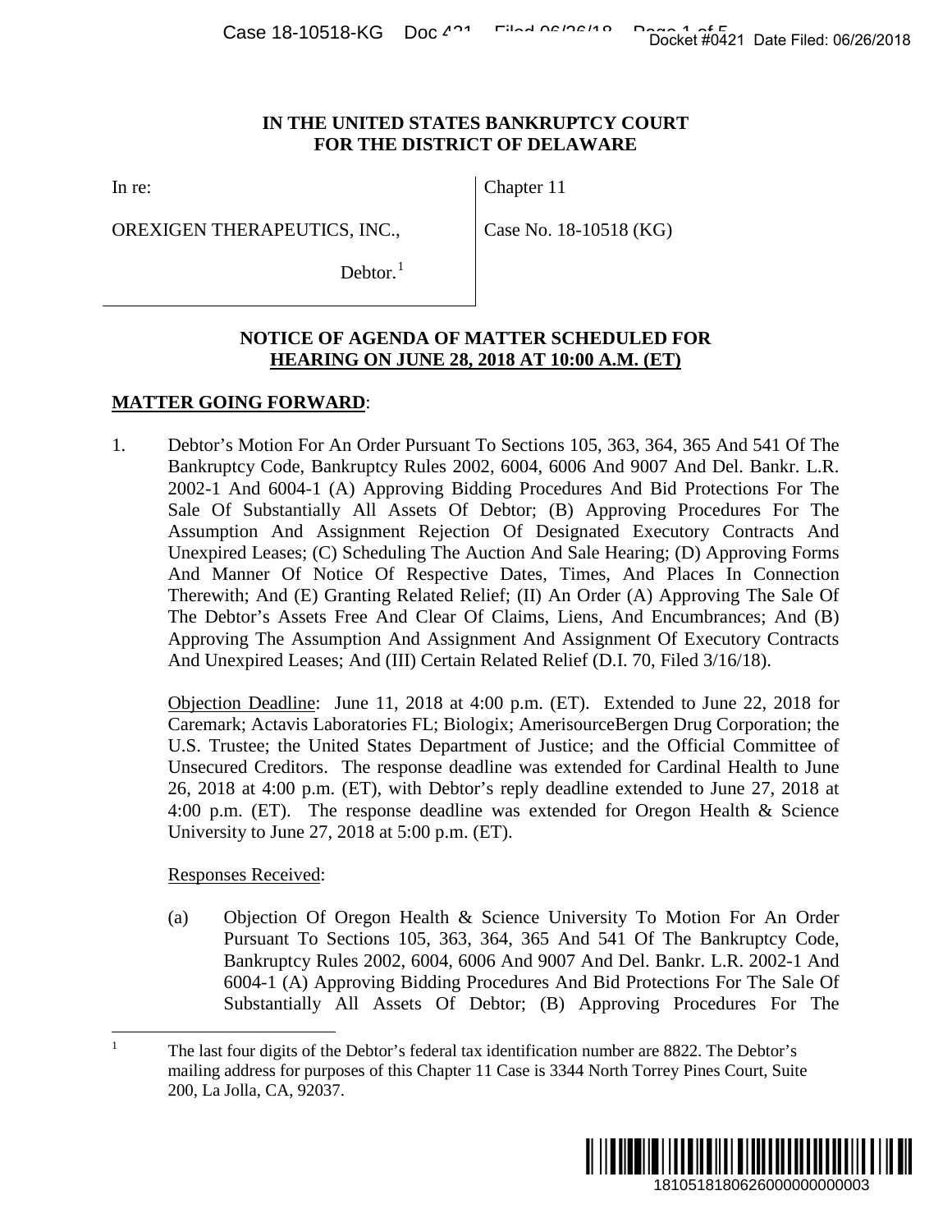# IN THE UNITED STATES BANKRUPTCY COURT FOR THE DISTRICT OF DELAWARE

| | |
|---|---|
| In re:<br><br>OREXIGEN THERAPEUTICS, INC.,<br><br>Debtor.[1] | Chapter 11<br><br>Case No. 18-10518 (KG) |

## NOTICE OF AGENDA OF MATTER SCHEDULED FOR HEARING ON JUNE 28, 2018 AT 10:00 A.M. (ET)

**MATTER GOING FORWARD**:

1. Debtor's Motion For An Order Pursuant To Sections 105, 363, 364, 365 And 541 Of The Bankruptcy Code, Bankruptcy Rules 2002, 6004, 6006 And 9007 And Del. Bankr. L.R. 2002-1 And 6004-1 (A) Approving Bidding Procedures And Bid Protections For The Sale Of Substantially All Assets Of Debtor; (B) Approving Procedures For The Assumption And Assignment Rejection Of Designated Executory Contracts And Unexpired Leases; (C) Scheduling The Auction And Sale Hearing; (D) Approving Forms And Manner Of Notice Of Respective Dates, Times, And Places In Connection Therewith; And (E) Granting Related Relief; (II) An Order (A) Approving The Sale Of The Debtor's Assets Free And Clear Of Claims, Liens, And Encumbrances; And (B) Approving The Assumption And Assignment And Assignment Of Executory Contracts And Unexpired Leases; And (III) Certain Related Relief (D.I. 70, Filed 3/16/18).

   Objection Deadline: June 11, 2018 at 4:00 p.m. (ET). Extended to June 22, 2018 for Caremark; Actavis Laboratories FL; Biologix; AmerisourceBergen Drug Corporation; the U.S. Trustee; the United States Department of Justice; and the Official Committee of Unsecured Creditors. The response deadline was extended for Cardinal Health to June 26, 2018 at 4:00 p.m. (ET), with Debtor's reply deadline extended to June 27, 2018 at 4:00 p.m. (ET). The response deadline was extended for Oregon Health & Science University to June 27, 2018 at 5:00 p.m. (ET).

   Responses Received:

   (a) Objection Of Oregon Health & Science University To Motion For An Order Pursuant To Sections 105, 363, 364, 365 And 541 Of The Bankruptcy Code, Bankruptcy Rules 2002, 6004, 6006 And 9007 And Del. Bankr. L.R. 2002-1 And 6004-1 (A) Approving Bidding Procedures And Bid Protections For The Sale Of Substantially All Assets Of Debtor; (B) Approving Procedures For The

[1] The last four digits of the Debtor's federal tax identification number are 8822. The Debtor's mailing address for purposes of this Chapter 11 Case is 3344 North Torrey Pines Court, Suite 200, La Jolla, CA, 92037.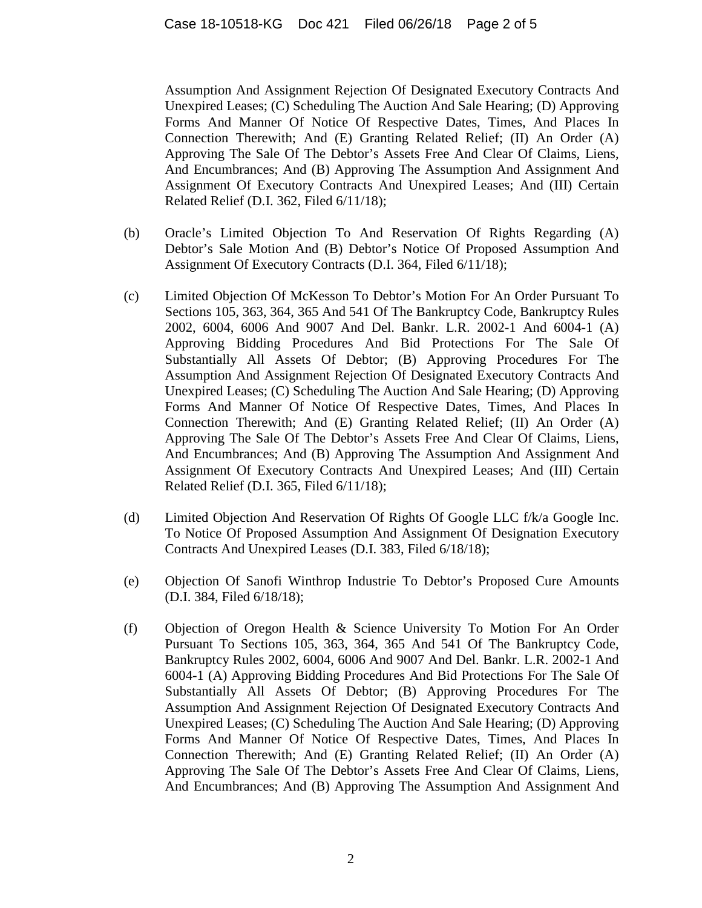Assumption And Assignment Rejection Of Designated Executory Contracts And Unexpired Leases; (C) Scheduling The Auction And Sale Hearing; (D) Approving Forms And Manner Of Notice Of Respective Dates, Times, And Places In Connection Therewith; And (E) Granting Related Relief; (II) An Order (A) Approving The Sale Of The Debtor's Assets Free And Clear Of Claims, Liens, And Encumbrances; And (B) Approving The Assumption And Assignment And Assignment Of Executory Contracts And Unexpired Leases; And (III) Certain Related Relief (D.I. 362, Filed 6/11/18);

(b) Oracle's Limited Objection To And Reservation Of Rights Regarding (A) Debtor's Sale Motion And (B) Debtor's Notice Of Proposed Assumption And Assignment Of Executory Contracts (D.I. 364, Filed 6/11/18);

(c) Limited Objection Of McKesson To Debtor's Motion For An Order Pursuant To Sections 105, 363, 364, 365 And 541 Of The Bankruptcy Code, Bankruptcy Rules 2002, 6004, 6006 And 9007 And Del. Bankr. L.R. 2002-1 And 6004-1 (A) Approving Bidding Procedures And Bid Protections For The Sale Of Substantially All Assets Of Debtor; (B) Approving Procedures For The Assumption And Assignment Rejection Of Designated Executory Contracts And Unexpired Leases; (C) Scheduling The Auction And Sale Hearing; (D) Approving Forms And Manner Of Notice Of Respective Dates, Times, And Places In Connection Therewith; And (E) Granting Related Relief; (II) An Order (A) Approving The Sale Of The Debtor's Assets Free And Clear Of Claims, Liens, And Encumbrances; And (B) Approving The Assumption And Assignment And Assignment Of Executory Contracts And Unexpired Leases; And (III) Certain Related Relief (D.I. 365, Filed 6/11/18);

(d) Limited Objection And Reservation Of Rights Of Google LLC f/k/a Google Inc. To Notice Of Proposed Assumption And Assignment Of Designation Executory Contracts And Unexpired Leases (D.I. 383, Filed 6/18/18);

(e) Objection Of Sanofi Winthrop Industrie To Debtor's Proposed Cure Amounts (D.I. 384, Filed 6/18/18);

(f) Objection of Oregon Health & Science University To Motion For An Order Pursuant To Sections 105, 363, 364, 365 And 541 Of The Bankruptcy Code, Bankruptcy Rules 2002, 6004, 6006 And 9007 And Del. Bankr. L.R. 2002-1 And 6004-1 (A) Approving Bidding Procedures And Bid Protections For The Sale Of Substantially All Assets Of Debtor; (B) Approving Procedures For The Assumption And Assignment Rejection Of Designated Executory Contracts And Unexpired Leases; (C) Scheduling The Auction And Sale Hearing; (D) Approving Forms And Manner Of Notice Of Respective Dates, Times, And Places In Connection Therewith; And (E) Granting Related Relief; (II) An Order (A) Approving The Sale Of The Debtor's Assets Free And Clear Of Claims, Liens, And Encumbrances; And (B) Approving The Assumption And Assignment And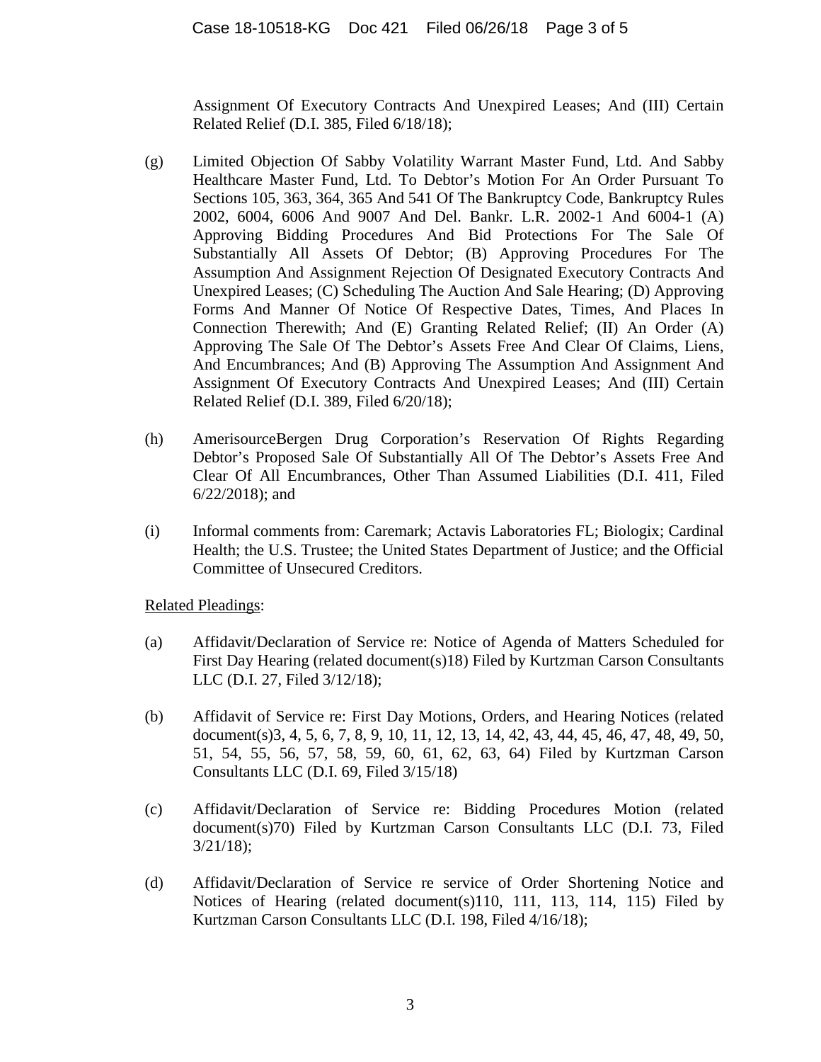Assignment Of Executory Contracts And Unexpired Leases; And (III) Certain Related Relief (D.I. 385, Filed 6/18/18);

(g) Limited Objection Of Sabby Volatility Warrant Master Fund, Ltd. And Sabby Healthcare Master Fund, Ltd. To Debtor's Motion For An Order Pursuant To Sections 105, 363, 364, 365 And 541 Of The Bankruptcy Code, Bankruptcy Rules 2002, 6004, 6006 And 9007 And Del. Bankr. L.R. 2002-1 And 6004-1 (A) Approving Bidding Procedures And Bid Protections For The Sale Of Substantially All Assets Of Debtor; (B) Approving Procedures For The Assumption And Assignment Rejection Of Designated Executory Contracts And Unexpired Leases; (C) Scheduling The Auction And Sale Hearing; (D) Approving Forms And Manner Of Notice Of Respective Dates, Times, And Places In Connection Therewith; And (E) Granting Related Relief; (II) An Order (A) Approving The Sale Of The Debtor's Assets Free And Clear Of Claims, Liens, And Encumbrances; And (B) Approving The Assumption And Assignment And Assignment Of Executory Contracts And Unexpired Leases; And (III) Certain Related Relief (D.I. 389, Filed 6/20/18);

(h) AmerisourceBergen Drug Corporation's Reservation Of Rights Regarding Debtor's Proposed Sale Of Substantially All Of The Debtor's Assets Free And Clear Of All Encumbrances, Other Than Assumed Liabilities (D.I. 411, Filed 6/22/2018); and

(i) Informal comments from: Caremark; Actavis Laboratories FL; Biologix; Cardinal Health; the U.S. Trustee; the United States Department of Justice; and the Official Committee of Unsecured Creditors.

Related Pleadings:

(a) Affidavit/Declaration of Service re: Notice of Agenda of Matters Scheduled for First Day Hearing (related document(s)18) Filed by Kurtzman Carson Consultants LLC (D.I. 27, Filed 3/12/18);

(b) Affidavit of Service re: First Day Motions, Orders, and Hearing Notices (related document(s)3, 4, 5, 6, 7, 8, 9, 10, 11, 12, 13, 14, 42, 43, 44, 45, 46, 47, 48, 49, 50, 51, 54, 55, 56, 57, 58, 59, 60, 61, 62, 63, 64) Filed by Kurtzman Carson Consultants LLC (D.I. 69, Filed 3/15/18)

(c) Affidavit/Declaration of Service re: Bidding Procedures Motion (related document(s)70) Filed by Kurtzman Carson Consultants LLC (D.I. 73, Filed 3/21/18);

(d) Affidavit/Declaration of Service re service of Order Shortening Notice and Notices of Hearing (related document(s)110, 111, 113, 114, 115) Filed by Kurtzman Carson Consultants LLC (D.I. 198, Filed 4/16/18);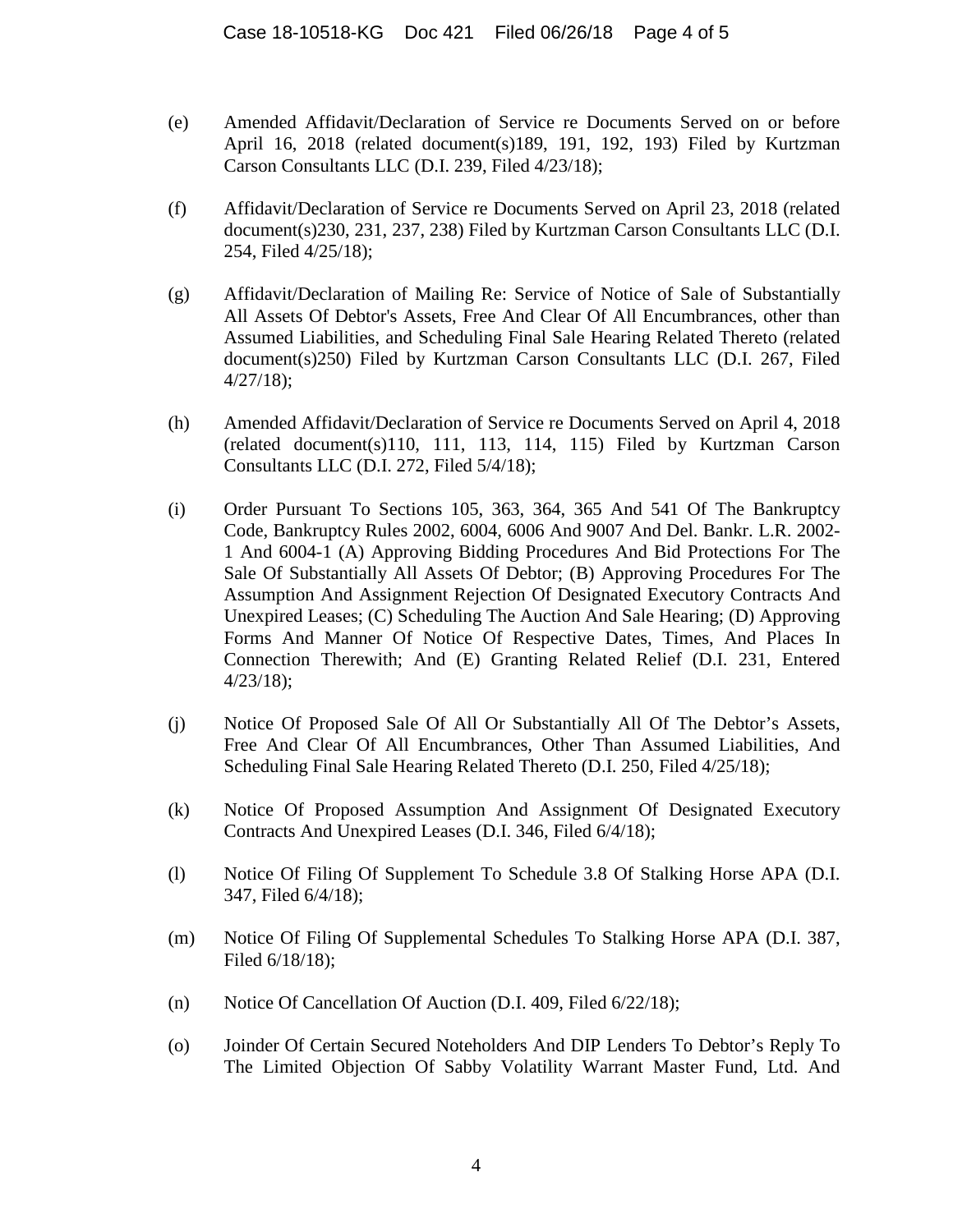(e) Amended Affidavit/Declaration of Service re Documents Served on or before April 16, 2018 (related document(s)189, 191, 192, 193) Filed by Kurtzman Carson Consultants LLC (D.I. 239, Filed 4/23/18);

(f) Affidavit/Declaration of Service re Documents Served on April 23, 2018 (related document(s)230, 231, 237, 238) Filed by Kurtzman Carson Consultants LLC (D.I. 254, Filed 4/25/18);

(g) Affidavit/Declaration of Mailing Re: Service of Notice of Sale of Substantially All Assets Of Debtor's Assets, Free And Clear Of All Encumbrances, other than Assumed Liabilities, and Scheduling Final Sale Hearing Related Thereto (related document(s)250) Filed by Kurtzman Carson Consultants LLC (D.I. 267, Filed 4/27/18);

(h) Amended Affidavit/Declaration of Service re Documents Served on April 4, 2018 (related document(s)110, 111, 113, 114, 115) Filed by Kurtzman Carson Consultants LLC (D.I. 272, Filed 5/4/18);

(i) Order Pursuant To Sections 105, 363, 364, 365 And 541 Of The Bankruptcy Code, Bankruptcy Rules 2002, 6004, 6006 And 9007 And Del. Bankr. L.R. 2002-1 And 6004-1 (A) Approving Bidding Procedures And Bid Protections For The Sale Of Substantially All Assets Of Debtor; (B) Approving Procedures For The Assumption And Assignment Rejection Of Designated Executory Contracts And Unexpired Leases; (C) Scheduling The Auction And Sale Hearing; (D) Approving Forms And Manner Of Notice Of Respective Dates, Times, And Places In Connection Therewith; And (E) Granting Related Relief (D.I. 231, Entered 4/23/18);

(j) Notice Of Proposed Sale Of All Or Substantially All Of The Debtor's Assets, Free And Clear Of All Encumbrances, Other Than Assumed Liabilities, And Scheduling Final Sale Hearing Related Thereto (D.I. 250, Filed 4/25/18);

(k) Notice Of Proposed Assumption And Assignment Of Designated Executory Contracts And Unexpired Leases (D.I. 346, Filed 6/4/18);

(l) Notice Of Filing Of Supplement To Schedule 3.8 Of Stalking Horse APA (D.I. 347, Filed 6/4/18);

(m) Notice Of Filing Of Supplemental Schedules To Stalking Horse APA (D.I. 387, Filed 6/18/18);

(n) Notice Of Cancellation Of Auction (D.I. 409, Filed 6/22/18);

(o) Joinder Of Certain Secured Noteholders And DIP Lenders To Debtor's Reply To The Limited Objection Of Sabby Volatility Warrant Master Fund, Ltd. And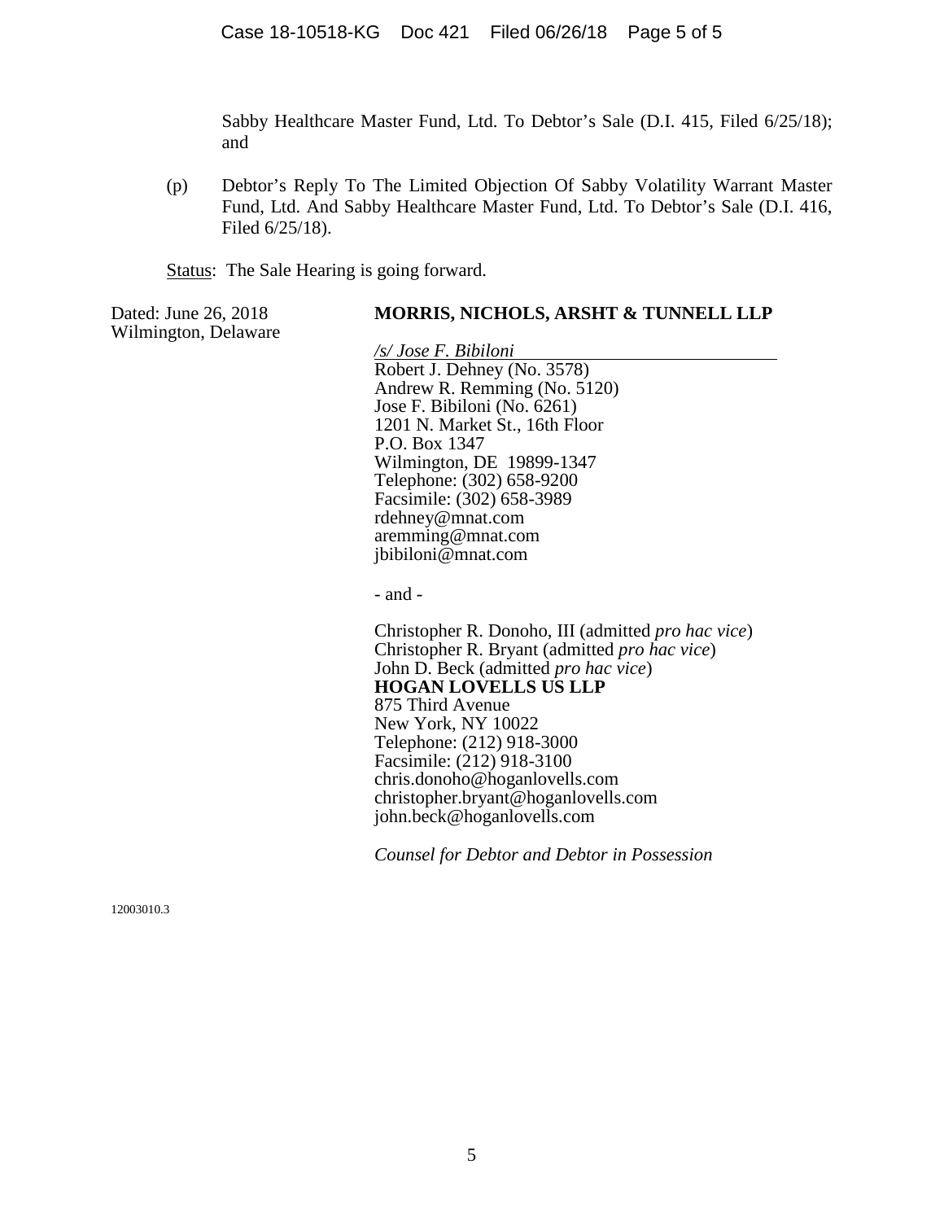Sabby Healthcare Master Fund, Ltd. To Debtor's Sale (D.I. 415, Filed 6/25/18); and

(p) Debtor's Reply To The Limited Objection Of Sabby Volatility Warrant Master Fund, Ltd. And Sabby Healthcare Master Fund, Ltd. To Debtor's Sale (D.I. 416, Filed 6/25/18).

Status: The Sale Hearing is going forward.

Dated: June 26, 2018
Wilmington, Delaware

**MORRIS, NICHOLS, ARSHT & TUNNELL LLP**

*/s/ Jose F. Bibiloni*
Robert J. Dehney (No. 3578)
Andrew R. Remming (No. 5120)
Jose F. Bibiloni (No. 6261)
1201 N. Market St., 16th Floor
P.O. Box 1347
Wilmington, DE 19899-1347
Telephone: (302) 658-9200
Facsimile: (302) 658-3989
rdehney@mnat.com
aremming@mnat.com
jbibiloni@mnat.com

- and -

Christopher R. Donoho, III (admitted *pro hac vice*)
Christopher R. Bryant (admitted *pro hac vice*)
John D. Beck (admitted *pro hac vice*)
**HOGAN LOVELLS US LLP**
875 Third Avenue
New York, NY 10022
Telephone: (212) 918-3000
Facsimile: (212) 918-3100
chris.donoho@hoganlovells.com
christopher.bryant@hoganlovells.com
john.beck@hoganlovells.com

*Counsel for Debtor and Debtor in Possession*

12003010.3